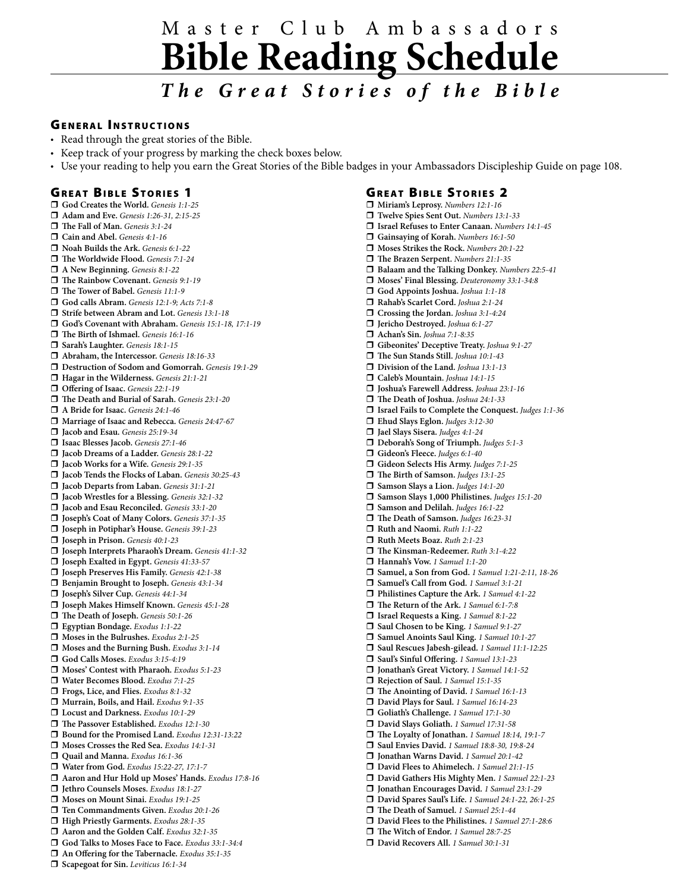# Master Club Ambassadors
# Bible Reading Schedule

## *The Great Stories of the Bible*

### General Instructions

- Read through the great stories of the Bible.
- Keep track of your progress by marking the check boxes below.
- Use your reading to help you earn the Great Stories of the Bible badges in your Ambassadors Discipleship Guide on page 108.

### Great Bible Stories 1

- ❐ **God Creates the World.** *Genesis 1:1-25*
- ❐ **Adam and Eve.** *Genesis 1:26-31, 2:15-25*
- ❐ **The Fall of Man.** *Genesis 3:1-24*
- ❐ **Cain and Abel.** *Genesis 4:1-16*
- ❐ **Noah Builds the Ark.** *Genesis 6:1-22*
- ❐ **The Worldwide Flood.** *Genesis 7:1-24*
- ❐ **A New Beginning.** *Genesis 8:1-22*
- ❐ **The Rainbow Covenant.** *Genesis 9:1-19*
- ❐ **The Tower of Babel.** *Genesis 11:1-9*
- ❐ **God calls Abram.** *Genesis 12:1-9; Acts 7:1-8*
- ❐ **Strife between Abram and Lot.** *Genesis 13:1-18*
- ❐ **God's Covenant with Abraham.** *Genesis 15:1-18, 17:1-19*
- ❐ **The Birth of Ishmael.** *Genesis 16:1-16*
- ❐ **Sarah's Laughter.** *Genesis 18:1-15*
- ❐ **Abraham, the Intercessor.** *Genesis 18:16-33*
- ❐ **Destruction of Sodom and Gomorrah.** *Genesis 19:1-29*
- ❐ **Hagar in the Wilderness.** *Genesis 21:1-21*
- ❐ **Offering of Isaac.** *Genesis 22:1-19*
- ❐ **The Death and Burial of Sarah.** *Genesis 23:1-20*
- ❐ **A Bride for Isaac.** *Genesis 24:1-46*
- ❐ **Marriage of Isaac and Rebecca.** *Genesis 24:47-67*
- ❐ **Jacob and Esau.** *Genesis 25:19-34*
- ❐ **Isaac Blesses Jacob.** *Genesis 27:1-46*
- ❐ **Jacob Dreams of a Ladder.** *Genesis 28:1-22*
- ❐ **Jacob Works for a Wife.** *Genesis 29:1-35*
- ❐ **Jacob Tends the Flocks of Laban.** *Genesis 30:25-43*
- ❐ **Jacob Departs from Laban.** *Genesis 31:1-21*
- ❐ **Jacob Wrestles for a Blessing.** *Genesis 32:1-32*
- ❐ **Jacob and Esau Reconciled.** *Genesis 33:1-20*
- ❐ **Joseph's Coat of Many Colors.** *Genesis 37:1-35*
- ❐ **Joseph in Potiphar's House.** *Genesis 39:1-23*
- ❐ **Joseph in Prison.** *Genesis 40:1-23*
- ❐ **Joseph Interprets Pharaoh's Dream.** *Genesis 41:1-32*
- ❐ **Joseph Exalted in Egypt.** *Genesis 41:33-57*
- ❐ **Joseph Preserves His Family.** *Genesis 42:1-38*
- ❐ **Benjamin Brought to Joseph.** *Genesis 43:1-34*
- ❐ **Joseph's Silver Cup.** *Genesis 44:1-34*
- ❐ **Joseph Makes Himself Known.** *Genesis 45:1-28*
- ❐ **The Death of Joseph.** *Genesis 50:1-26*
- ❐ **Egyptian Bondage.** *Exodus 1:1-22*
- ❐ **Moses in the Bulrushes.** *Exodus 2:1-25*
- ❐ **Moses and the Burning Bush.** *Exodus 3:1-14*
- ❐ **God Calls Moses.** *Exodus 3:15-4:19*
- ❐ **Moses' Contest with Pharaoh.** *Exodus 5:1-23*
- ❐ **Water Becomes Blood.** *Exodus 7:1-25*
- ❐ **Frogs, Lice, and Flies.** *Exodus 8:1-32*
- ❐ **Murrain, Boils, and Hail.** *Exodus 9:1-35*
- ❐ **Locust and Darkness.** *Exodus 10:1-29*
- ❐ **The Passover Established.** *Exodus 12:1-30*
- ❐ **Bound for the Promised Land.** *Exodus 12:31-13:22*
- ❐ **Moses Crosses the Red Sea.** *Exodus 14:1-31*
- ❐ **Quail and Manna.** *Exodus 16:1-36*
- ❐ **Water from God.** *Exodus 15:22-27, 17:1-7*
- ❐ **Aaron and Hur Hold up Moses' Hands.** *Exodus 17:8-16*
- ❐ **Jethro Counsels Moses.** *Exodus 18:1-27*
- ❐ **Moses on Mount Sinai.** *Exodus 19:1-25*
- ❐ **Ten Commandments Given.** *Exodus 20:1-26*
- ❐ **High Priestly Garments.** *Exodus 28:1-35*
- ❐ **Aaron and the Golden Calf.** *Exodus 32:1-35*
- ❐ **God Talks to Moses Face to Face.** *Exodus 33:1-34:4*
- ❐ **An Offering for the Tabernacle.** *Exodus 35:1-35*
- ❐ **Scapegoat for Sin.** *Leviticus 16:1-34*

### Great Bible Stories 2

- ❐ **Miriam's Leprosy.** *Numbers 12:1-16*
- ❐ **Twelve Spies Sent Out.** *Numbers 13:1-33*
- ❐ **Israel Refuses to Enter Canaan.** *Numbers 14:1-45*
- ❐ **Gainsaying of Korah.** *Numbers 16:1-50*
- ❐ **Moses Strikes the Rock.** *Numbers 20:1-22*
- ❐ **The Brazen Serpent.** *Numbers 21:1-35*
- ❐ **Balaam and the Talking Donkey.** *Numbers 22:5-41*
- ❐ **Moses' Final Blessing.** *Deuteronomy 33:1-34:8*
- ❐ **God Appoints Joshua.** *Joshua 1:1-18*
- ❐ **Rahab's Scarlet Cord.** *Joshua 2:1-24*
- ❐ **Crossing the Jordan.** *Joshua 3:1-4:24*
- ❐ **Jericho Destroyed.** *Joshua 6:1-27*
- ❐ **Achan's Sin.** *Joshua 7:1-8:35*
- ❐ **Gibeonites' Deceptive Treaty.** *Joshua 9:1-27*
- ❐ **The Sun Stands Still.** *Joshua 10:1-43*
- ❐ **Division of the Land.** *Joshua 13:1-13*
- ❐ **Caleb's Mountain.** *Joshua 14:1-15*
- ❐ **Joshua's Farewell Address.** *Joshua 23:1-16*
- ❐ **The Death of Joshua.** *Joshua 24:1-33*
- ❐ **Israel Fails to Complete the Conquest.** *Judges 1:1-36*
- ❐ **Ehud Slays Eglon.** *Judges 3:12-30*
- ❐ **Jael Slays Sisera.** *Judges 4:1-24*
- ❐ **Deborah's Song of Triumph.** *Judges 5:1-3*
- ❐ **Gideon's Fleece.** *Judges 6:1-40*
- ❐ **Gideon Selects His Army.** *Judges 7:1-25*
- ❐ **The Birth of Samson.** *Judges 13:1-25*
- ❐ **Samson Slays a Lion.** *Judges 14:1-20*
- ❐ **Samson Slays 1,000 Philistines.** *Judges 15:1-20*
- ❐ **Samson and Delilah.** *Judges 16:1-22*
- ❐ **The Death of Samson.** *Judges 16:23-31*
- ❐ **Ruth and Naomi.** *Ruth 1:1-22*
- ❐ **Ruth Meets Boaz.** *Ruth 2:1-23*
- ❐ **The Kinsman-Redeemer.** *Ruth 3:1-4:22*
- ❐ **Hannah's Vow.** *1 Samuel 1:1-20*
- ❐ **Samuel, a Son from God.** *1 Samuel 1:21-2:11, 18-26*
- ❐ **Samuel's Call from God.** *1 Samuel 3:1-21*
- ❐ **Philistines Capture the Ark.** *1 Samuel 4:1-22*
- ❐ **The Return of the Ark.** *1 Samuel 6:1-7:8*
- ❐ **Israel Requests a King.** *1 Samuel 8:1-22*
- ❐ **Saul Chosen to be King.** *1 Samuel 9:1-27*
- ❐ **Samuel Anoints Saul King.** *1 Samuel 10:1-27*
- ❐ **Saul Rescues Jabesh-gilead.** *1 Samuel 11:1-12:25*
- ❐ **Saul's Sinful Offering.** *1 Samuel 13:1-23*
- ❐ **Jonathan's Great Victory.** *1 Samuel 14:1-52*
- ❐ **Rejection of Saul.** *1 Samuel 15:1-35*
- ❐ **The Anointing of David.** *1 Samuel 16:1-13*
- ❐ **David Plays for Saul.** *1 Samuel 16:14-23*
- ❐ **Goliath's Challenge.** *1 Samuel 17:1-30*
- ❐ **David Slays Goliath.** *1 Samuel 17:31-58*
- ❐ **The Loyalty of Jonathan.** *1 Samuel 18:14, 19:1-7*
- ❐ **Saul Envies David.** *1 Samuel 18:8-30, 19:8-24*
- ❐ **Jonathan Warns David.** *1 Samuel 20:1-42*
- ❐ **David Flees to Ahimelech.** *1 Samuel 21:1-15*
- ❐ **David Gathers His Mighty Men.** *1 Samuel 22:1-23*
- ❐ **Jonathan Encourages David.** *1 Samuel 23:1-29*
- ❐ **David Spares Saul's Life.** *1 Samuel 24:1-22, 26:1-25*
- ❐ **The Death of Samuel.** *1 Samuel 25:1-44*
- ❐ **David Flees to the Philistines.** *1 Samuel 27:1-28:6*
- ❐ **The Witch of Endor.** *1 Samuel 28:7-25*
- ❐ **David Recovers All.** *1 Samuel 30:1-31*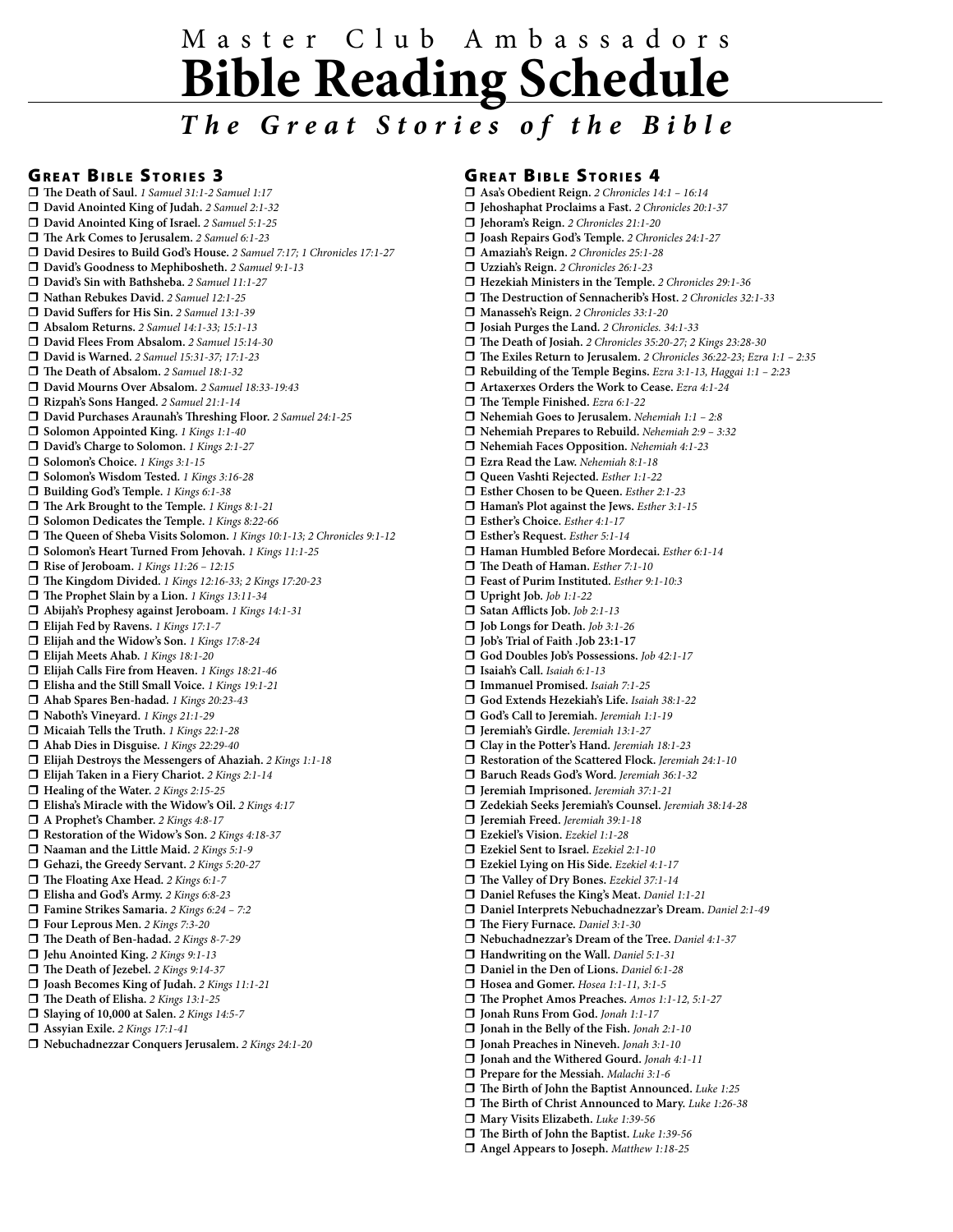# Master Club Ambassadors
# Bible Reading Schedule
## *The Great Stories of the Bible*

### Great Bible Stories 3

- ❒ **The Death of Saul.** *1 Samuel 31:1-2 Samuel 1:17*
- ❒ **David Anointed King of Judah.** *2 Samuel 2:1-32*
- ❒ **David Anointed King of Israel.** *2 Samuel 5:1-25*
- ❒ **The Ark Comes to Jerusalem.** *2 Samuel 6:1-23*
- ❒ **David Desires to Build God's House.** *2 Samuel 7:17; 1 Chronicles 17:1-27*
- ❒ **David's Goodness to Mephibosheth.** *2 Samuel 9:1-13*
- ❒ **David's Sin with Bathsheba.** *2 Samuel 11:1-27*
- ❒ **Nathan Rebukes David.** *2 Samuel 12:1-25*
- ❒ **David Suffers for His Sin.** *2 Samuel 13:1-39*
- ❒ **Absalom Returns.** *2 Samuel 14:1-33; 15:1-13*
- ❒ **David Flees From Absalom.** *2 Samuel 15:14-30*
- ❒ **David is Warned.** *2 Samuel 15:31-37; 17:1-23*
- ❒ **The Death of Absalom.** *2 Samuel 18:1-32*
- ❒ **David Mourns Over Absalom.** *2 Samuel 18:33-19:43*
- ❒ **Rizpah's Sons Hanged.** *2 Samuel 21:1-14*
- ❒ **David Purchases Araunah's Threshing Floor.** *2 Samuel 24:1-25*
- ❒ **Solomon Appointed King.** *1 Kings 1:1-40*
- ❒ **David's Charge to Solomon.** *1 Kings 2:1-27*
- ❒ **Solomon's Choice.** *1 Kings 3:1-15*
- ❒ **Solomon's Wisdom Tested.** *1 Kings 3:16-28*
- ❒ **Building God's Temple.** *1 Kings 6:1-38*
- ❒ **The Ark Brought to the Temple.** *1 Kings 8:1-21*
- ❒ **Solomon Dedicates the Temple.** *1 Kings 8:22-66*
- ❒ **The Queen of Sheba Visits Solomon.** *1 Kings 10:1-13; 2 Chronicles 9:1-12*
- ❒ **Solomon's Heart Turned From Jehovah.** *1 Kings 11:1-25*
- ❒ **Rise of Jeroboam.** *1 Kings 11:26 – 12:15*
- ❒ **The Kingdom Divided.** *1 Kings 12:16-33; 2 Kings 17:20-23*
- ❒ **The Prophet Slain by a Lion.** *1 Kings 13:11-34*
- ❒ **Abijah's Prophesy against Jeroboam.** *1 Kings 14:1-31*
- ❒ **Elijah Fed by Ravens.** *1 Kings 17:1-7*
- ❒ **Elijah and the Widow's Son.** *1 Kings 17:8-24*
- ❒ **Elijah Meets Ahab.** *1 Kings 18:1-20*
- ❒ **Elijah Calls Fire from Heaven.** *1 Kings 18:21-46*
- ❒ **Elisha and the Still Small Voice.** *1 Kings 19:1-21*
- ❒ **Ahab Spares Ben-hadad.** *1 Kings 20:23-43*
- ❒ **Naboth's Vineyard.** *1 Kings 21:1-29*
- ❒ **Micaiah Tells the Truth.** *1 Kings 22:1-28*
- ❒ **Ahab Dies in Disguise.** *1 Kings 22:29-40*
- ❒ **Elijah Destroys the Messengers of Ahaziah.** *2 Kings 1:1-18*
- ❒ **Elijah Taken in a Fiery Chariot.** *2 Kings 2:1-14*
- ❒ **Healing of the Water.** *2 Kings 2:15-25*
- ❒ **Elisha's Miracle with the Widow's Oil.** *2 Kings 4:17*
- ❒ **A Prophet's Chamber.** *2 Kings 4:8-17*
- ❒ **Restoration of the Widow's Son.** *2 Kings 4:18-37*
- ❒ **Naaman and the Little Maid.** *2 Kings 5:1-9*
- ❒ **Gehazi, the Greedy Servant.** *2 Kings 5:20-27*
- ❒ **The Floating Axe Head.** *2 Kings 6:1-7*
- ❒ **Elisha and God's Army.** *2 Kings 6:8-23*
- ❒ **Famine Strikes Samaria.** *2 Kings 6:24 – 7:2*
- ❒ **Four Leprous Men.** *2 Kings 7:3-20*
- ❒ **The Death of Ben-hadad.** *2 Kings 8-7-29*
- ❒ **Jehu Anointed King.** *2 Kings 9:1-13*
- ❒ **The Death of Jezebel.** *2 Kings 9:14-37*
- ❒ **Joash Becomes King of Judah.** *2 Kings 11:1-21*
- ❒ **The Death of Elisha.** *2 Kings 13:1-25*
- ❒ **Slaying of 10,000 at Salen.** *2 Kings 14:5-7*
- ❒ **Assyian Exile.** *2 Kings 17:1-41*
- ❒ **Nebuchadnezzar Conquers Jerusalem.** *2 Kings 24:1-20*

### Great Bible Stories 4

- ❒ **Asa's Obedient Reign.** *2 Chronicles 14:1 – 16:14*
- ❒ **Jehoshaphat Proclaims a Fast.** *2 Chronicles 20:1-37*
- ❒ **Jehoram's Reign.** *2 Chronicles 21:1-20*
- ❒ **Joash Repairs God's Temple.** *2 Chronicles 24:1-27*
- ❒ **Amaziah's Reign.** *2 Chronicles 25:1-28*
- ❒ **Uzziah's Reign.** *2 Chronicles 26:1-23*
- ❒ **Hezekiah Ministers in the Temple.** *2 Chronicles 29:1-36*
- ❒ **The Destruction of Sennacherib's Host.** *2 Chronicles 32:1-33*
- ❒ **Manasseh's Reign.** *2 Chronicles 33:1-20*
- ❒ **Josiah Purges the Land.** *2 Chronicles. 34:1-33*
- ❒ **The Death of Josiah.** *2 Chronicles 35:20-27; 2 Kings 23:28-30*
- ❒ **The Exiles Return to Jerusalem.** *2 Chronicles 36:22-23; Ezra 1:1 – 2:35*
- ❒ **Rebuilding of the Temple Begins.** *Ezra 3:1-13, Haggai 1:1 – 2:23*
- ❒ **Artaxerxes Orders the Work to Cease.** *Ezra 4:1-24*
- ❒ **The Temple Finished.** *Ezra 6:1-22*
- ❒ **Nehemiah Goes to Jerusalem.** *Nehemiah 1:1 – 2:8*
- ❒ **Nehemiah Prepares to Rebuild.** *Nehemiah 2:9 – 3:32*
- ❒ **Nehemiah Faces Opposition.** *Nehemiah 4:1-23*
- ❒ **Ezra Read the Law.** *Nehemiah 8:1-18*
- ❒ **Queen Vashti Rejected.** *Esther 1:1-22*
- ❒ **Esther Chosen to be Queen.** *Esther 2:1-23*
- ❒ **Haman's Plot against the Jews.** *Esther 3:1-15*
- ❒ **Esther's Choice.** *Esther 4:1-17*
- ❒ **Esther's Request.** *Esther 5:1-14*
- ❒ **Haman Humbled Before Mordecai.** *Esther 6:1-14*
- ❒ **The Death of Haman.** *Esther 7:1-10*
- ❒ **Feast of Purim Instituted.** *Esther 9:1-10:3*
- ❒ **Upright Job.** *Job 1:1-22*
- ❒ **Satan Afflicts Job.** *Job 2:1-13*
- ❒ **Job Longs for Death.** *Job 3:1-26*
- ❒ **Job's Trial of Faith .Job 23:1-17**
- ❒ **God Doubles Job's Possessions.** *Job 42:1-17*
- ❒ **Isaiah's Call.** *Isaiah 6:1-13*
- ❒ **Immanuel Promised.** *Isaiah 7:1-25*
- ❒ **God Extends Hezekiah's Life.** *Isaiah 38:1-22*
- ❒ **God's Call to Jeremiah.** *Jeremiah 1:1-19*
- ❒ **Jeremiah's Girdle.** *Jeremiah 13:1-27*
- ❒ **Clay in the Potter's Hand.** *Jeremiah 18:1-23*
- ❒ **Restoration of the Scattered Flock.** *Jeremiah 24:1-10*
- ❒ **Baruch Reads God's Word.** *Jeremiah 36:1-32*
- ❒ **Jeremiah Imprisoned.** *Jeremiah 37:1-21*
- ❒ **Zedekiah Seeks Jeremiah's Counsel.** *Jeremiah 38:14-28*
- ❒ **Jeremiah Freed.** *Jeremiah 39:1-18*
- ❒ **Ezekiel's Vision.** *Ezekiel 1:1-28*
- ❒ **Ezekiel Sent to Israel.** *Ezekiel 2:1-10*
- ❒ **Ezekiel Lying on His Side.** *Ezekiel 4:1-17*
- ❒ **The Valley of Dry Bones.** *Ezekiel 37:1-14*
- ❒ **Daniel Refuses the King's Meat.** *Daniel 1:1-21*
- ❒ **Daniel Interprets Nebuchadnezzar's Dream.** *Daniel 2:1-49*
- ❒ **The Fiery Furnace.** *Daniel 3:1-30*
- ❒ **Nebuchadnezzar's Dream of the Tree.** *Daniel 4:1-37*
- ❒ **Handwriting on the Wall.** *Daniel 5:1-31*
- ❒ **Daniel in the Den of Lions.** *Daniel 6:1-28*
- ❒ **Hosea and Gomer.** *Hosea 1:1-11, 3:1-5*
- ❒ **The Prophet Amos Preaches.** *Amos 1:1-12, 5:1-27*
- ❒ **Jonah Runs From God.** *Jonah 1:1-17*
- ❒ **Jonah in the Belly of the Fish.** *Jonah 2:1-10*
- ❒ **Jonah Preaches in Nineveh.** *Jonah 3:1-10*
- ❒ **Jonah and the Withered Gourd.** *Jonah 4:1-11*
- ❒ **Prepare for the Messiah.** *Malachi 3:1-6*
- ❒ **The Birth of John the Baptist Announced.** *Luke 1:25*
- ❒ **The Birth of Christ Announced to Mary.** *Luke 1:26-38*
- ❒ **Mary Visits Elizabeth.** *Luke 1:39-56*
- ❒ **The Birth of John the Baptist.** *Luke 1:39-56*
- ❒ **Angel Appears to Joseph.** *Matthew 1:18-25*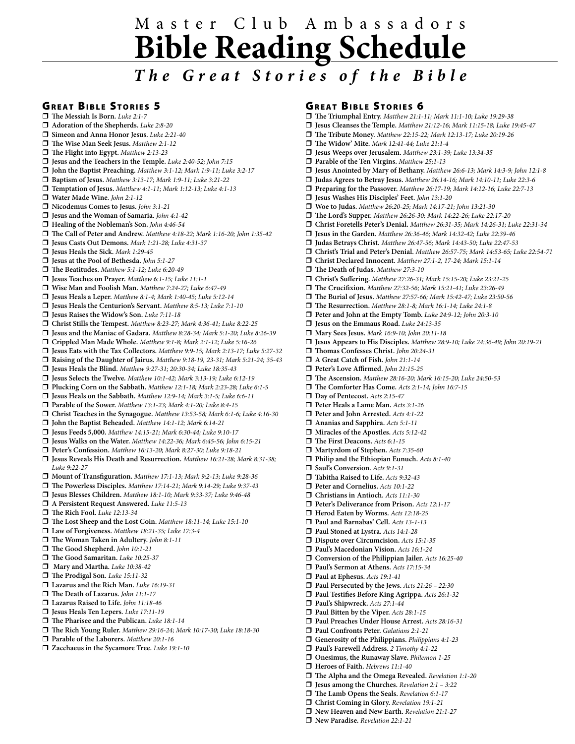# Master Club Ambassadors
# Bible Reading Schedule
## *The Great Stories of the Bible*

### Great Bible Stories 5

- ❒ **The Messiah Is Born.** *Luke 2:1-7*
- ❒ **Adoration of the Shepherds.** *Luke 2:8-20*
- ❒ **Simeon and Anna Honor Jesus.** *Luke 2:21-40*
- ❒ **The Wise Man Seek Jesus.** *Matthew 2:1-12*
- ❒ **The Flight into Egypt.** *Matthew 2:13-23*
- ❒ **Jesus and the Teachers in the Temple.** *Luke 2:40-52; John 7:15*
- ❒ **John the Baptist Preaching.** *Matthew 3:1-12; Mark 1:9-11; Luke 3:2-17*
- ❒ **Baptism of Jesus.** *Matthew 3:13-17; Mark 1:9-11; Luke 3:21-22*
- ❒ **Temptation of Jesus.** *Matthew 4:1-11; Mark 1:12-13; Luke 4:1-13*
- ❒ **Water Made Wine.** *John 2:1-12*
- ❒ **Nicodemus Comes to Jesus.** *John 3:1-21*
- ❒ **Jesus and the Woman of Samaria.** *John 4:1-42*
- ❒ **Healing of the Nobleman's Son.** *John 4:46-54*
- ❒ **The Call of Peter and Andrew.** *Matthew 4:18-22; Mark 1:16-20; John 1:35-42*
- ❒ **Jesus Casts Out Demons.** *Mark 1:21-28; Luke 4:31-37*
- ❒ **Jesus Heals the Sick.** *Mark 1:29-45*
- ❒ **Jesus at the Pool of Bethesda.** *John 5:1-27*
- ❒ **The Beatitudes.** *Matthew 5:1-12; Luke 6:20-49*
- ❒ **Jesus Teaches on Prayer.** *Matthew 6:1-15; Luke 11:1-1*
- ❒ **Wise Man and Foolish Man.** *Matthew 7:24-27; Luke 6:47-49*
- ❒ **Jesus Heals a Leper.** *Matthew 8:1-4; Mark 1:40-45; Luke 5:12-14*
- ❒ **Jesus Heals the Centurion's Servant.** *Matthew 8:5-13; Luke 7:1-10*
- ❒ **Jesus Raises the Widow's Son.** *Luke 7:11-18*
- ❒ **Christ Stills the Tempest.** *Matthew 8:23-27; Mark 4:36-41; Luke 8:22-25*
- ❒ **Jesus and the Maniac of Gadara.** *Matthew 8:28-34; Mark 5:1-20; Luke 8:26-39*
- ❒ **Crippled Man Made Whole.** *Matthew 9:1-8; Mark 2:1-12; Luke 5:16-26*
- ❒ **Jesus Eats with the Tax Collectors.** *Matthew 9:9-15; Mark 2:13-17; Luke 5:27-32*
- ❒ **Raising of the Daughter of Jairus.** *Matthew 9:18-19, 23-31; Mark 5:21-24; 35-43*
- ❒ **Jesus Heals the Blind.** *Matthew 9:27-31; 20:30-34; Luke 18:35-43*
- ❒ **Jesus Selects the Twelve.** *Matthew 10:1-42; Mark 3:13-19; Luke 6:12-19*
- ❒ **Plucking Corn on the Sabbath.** *Matthew 12:1-18; Mark 2:23-28; Luke 6:1-5*
- ❒ **Jesus Heals on the Sabbath.** *Matthew 12:9-14; Mark 3:1-5; Luke 6:6-11*
- ❒ **Parable of the Sower.** *Matthew 13:1-23; Mark 4:1-20; Luke 8:4-15*
- ❒ **Christ Teaches in the Synagogue.** *Matthew 13:53-58; Mark 6:1-6; Luke 4:16-30*
- ❒ **John the Baptist Beheaded.** *Matthew 14:1-12; Mark 6:14-21*
- ❒ **Jesus Feeds 5,000.** *Matthew 14:15-21; Mark 6:30-44; Luke 9:10-17*
- ❒ **Jesus Walks on the Water.** *Matthew 14:22-36; Mark 6:45-56; John 6:15-21*
- ❒ **Peter's Confession.** *Matthew 16:13-20; Mark 8:27-30; Luke 9:18-21*
- ❒ **Jesus Reveals His Death and Resurrection.** *Matthew 16:21-28; Mark 8:31-38; Luke 9:22-27*
- ❒ **Mount of Transfiguration.** *Matthew 17:1-13; Mark 9:2-13; Luke 9:28-36*
- ❒ **The Powerless Disciples.** *Matthew 17:14-21; Mark 9:14-29; Luke 9:37-43*
- ❒ **Jesus Blesses Children.** *Matthew 18:1-10; Mark 9:33-37; Luke 9:46-48*
- ❒ **A Persistent Request Answered.** *Luke 11:5-13*
- ❒ **The Rich Fool.** *Luke 12:13-34*
- ❒ **The Lost Sheep and the Lost Coin.** *Matthew 18:11-14; Luke 15:1-10*
- ❒ **Law of Forgiveness.** *Matthew 18:21-35; Luke 17:3-4*
- ❒ **The Woman Taken in Adultery.** *John 8:1-11*
- ❒ **The Good Shepherd.** *John 10:1-21*
- ❒ **The Good Samaritan.** *Luke 10:25-37*
- ❒ **Mary and Martha.** *Luke 10:38-42*
- ❒ **The Prodigal Son.** *Luke 15:11-32*
- ❒ **Lazarus and the Rich Man.** *Luke 16:19-31*
- ❒ **The Death of Lazarus.** *John 11:1-17*
- ❒ **Lazarus Raised to Life.** *John 11:18-46*
- ❒ **Jesus Heals Ten Lepers.** *Luke 17:11-19*
- ❒ **The Pharisee and the Publican.** *Luke 18:1-14*
- ❒ **The Rich Young Ruler.** *Matthew 29:16-24; Mark 10:17-30; Luke 18:18-30*
- ❒ **Parable of the Laborers.** *Matthew 20:1-16*
- ❒ **Zacchaeus in the Sycamore Tree.** *Luke 19:1-10*

### Great Bible Stories 6

- ❒ **The Triumphal Entry.** *Matthew 21:1-11; Mark 11:1-10; Luke 19:29-38*
- ❒ **Jesus Cleanses the Temple.** *Matthew 21:12-16; Mark 11:15-18; Luke 19:45-47*
- ❒ **The Tribute Money.** *Matthew 22:15-22; Mark 12:13-17; Luke 20:19-26*
- ❒ **The Widow' Mite.** *Mark 12:41-44; Luke 21:1-4*
- ❒ **Jesus Weeps over Jerusalem.** *Matthew 23:1-39; Luke 13:34-35*
- ❒ **Parable of the Ten Virgins.** *Matthew 25;1-13*
- ❒ **Jesus Anointed by Mary of Bethany.** *Matthew 26:6-13; Mark 14:3-9; John 12:1-8*
- ❒ **Judas Agrees to Betray Jesus.** *Matthew 26:14-16; Mark 14:10-11; Luke 22:3-6*
- ❒ **Preparing for the Passover.** *Matthew 26:17-19; Mark 14:12-16; Luke 22:7-13*
- ❒ **Jesus Washes His Disciples' Feet.** *John 13:1-20*
- ❒ **Woe to Judas.** *Matthew 26:20-25; Mark 14:17-21; John 13:21-30*
- ❒ **The Lord's Supper.** *Matthew 26:26-30; Mark 14:22-26; Luke 22:17-20*
- ❒ **Christ Foretells Peter's Denial.** *Matthew 26:31-35; Mark 14:26-31; Luke 22:31-34*
- ❒ **Jesus in the Garden.** *Matthew 26:36-46; Mark 14:32-42; Luke 22:39-46*
- ❒ **Judas Betrays Christ.** *Matthew 26:47-56; Mark 14:43-50; Luke 22:47-53*
- ❒ **Christ's Trial and Peter's Denial.** *Matthew 26:57-75; Mark 14:53-65; Luke 22:54-71*
- ❒ **Christ Declared Innocent.** *Matthew 27:1-2, 17-24; Mark 15:1-14*
- ❒ **The Death of Judas.** *Matthew 27:3-10*
- ❒ **Christ's Suffering.** *Matthew 27:26-31; Mark 15:15-20; Luke 23:21-25*
- ❒ **The Crucifixion.** *Matthew 27:32-56; Mark 15:21-41; Luke 23:26-49*
- ❒ **The Burial of Jesus.** *Matthew 27:57-66; Mark 15:42-47; Luke 23:50-56*
- ❒ **The Resurrection.** *Matthew 28:1-8; Mark 16:1-14; Luke 24:1-8*
- ❒ **Peter and John at the Empty Tomb.** *Luke 24:9-12; John 20:3-10*
- ❒ **Jesus on the Emmaus Road.** *Luke 24:13-35*
- ❒ **Mary Sees Jesus.** *Mark 16:9-10; John 20:11-18*
- ❒ **Jesus Appears to His Disciples.** *Matthew 28:9-10; Luke 24:36-49; John 20:19-21*
- ❒ **Thomas Confesses Christ.** *John 20:24-31*
- ❒ **A Great Catch of Fish.** *John 21:1-14*
- ❒ **Peter's Love Affirmed.** *John 21:15-25*
- ❒ **The Ascension.** *Matthew 28:16-20; Mark 16:15-20; Luke 24:50-53*
- ❒ **The Comforter Has Come.** *Acts 2:1-14; John 16:7-15*
- ❒ **Day of Pentecost.** *Acts 2:15-47*
- ❒ **Peter Heals a Lame Man.** *Acts 3:1-26*
- ❒ **Peter and John Arrested.** *Acts 4:1-22*
- ❒ **Ananias and Sapphira.** *Acts 5:1-11*
- ❒ **Miracles of the Apostles.** *Acts 5:12-42*
- ❒ **The First Deacons.** *Acts 6:1-15*
- ❒ **Martyrdom of Stephen.** *Acts 7:35-60*
- ❒ **Philip and the Ethiopian Eunuch.** *Acts 8:1-40*
- ❒ **Saul's Conversion.** *Acts 9:1-31*
- ❒ **Tabitha Raised to Life.** *Acts 9:32-43*
- ❒ **Peter and Cornelius.** *Acts 10:1-22*
- ❒ **Christians in Antioch.** *Acts 11:1-30*
- ❒ **Peter's Deliverance from Prison.** *Acts 12:1-17*
- ❒ **Herod Eaten by Worms.** *Acts 12:18-25*
- ❒ **Paul and Barnabas' Cell.** *Acts 13-1-13*
- ❒ **Paul Stoned at Lystra.** *Acts 14:1-28*
- ❒ **Dispute over Circumcision.** *Acts 15:1-35*
- ❒ **Paul's Macedonian Vision.** *Acts 16:1-24*
- ❒ **Conversion of the Philippian Jailer.** *Acts 16:25-40*
- ❒ **Paul's Sermon at Athens.** *Acts 17:15-34*
- ❒ **Paul at Ephesus.** *Acts 19:1-41*
- ❒ **Paul Persecuted by the Jews.** *Acts 21:26 – 22:30*
- ❒ **Paul Testifies Before King Agrippa.** *Acts 26:1-32*
- ❒ **Paul's Shipwreck.** *Acts 27:1-44*
- ❒ **Paul Bitten by the Viper.** *Acts 28:1-15*
- ❒ **Paul Preaches Under House Arrest.** *Acts 28:16-31*
- ❒ **Paul Confronts Peter.** *Galatians 2:1-21*
- ❒ **Generosity of the Philippians.** *Philippians 4:1-23*
- ❒ **Paul's Farewell Address.** *2 Timothy 4:1-22*
- ❒ **Onesimus, the Runaway Slave.** *Philemon 1-25*
- ❒ **Heroes of Faith.** *Hebrews 11:1-40*
- ❒ **The Alpha and the Omega Revealed.** *Revelation 1:1-20*
- ❒ **Jesus among the Churches.** *Revelation 2:1 – 3:22*
- ❒ **The Lamb Opens the Seals.** *Revelation 6:1-17*
- ❒ **Christ Coming in Glory.** *Revelation 19:1-21*
- ❒ **New Heaven and New Earth.** *Revelation 21:1-27*
- ❒ **New Paradise.** *Revelation 22:1-21*